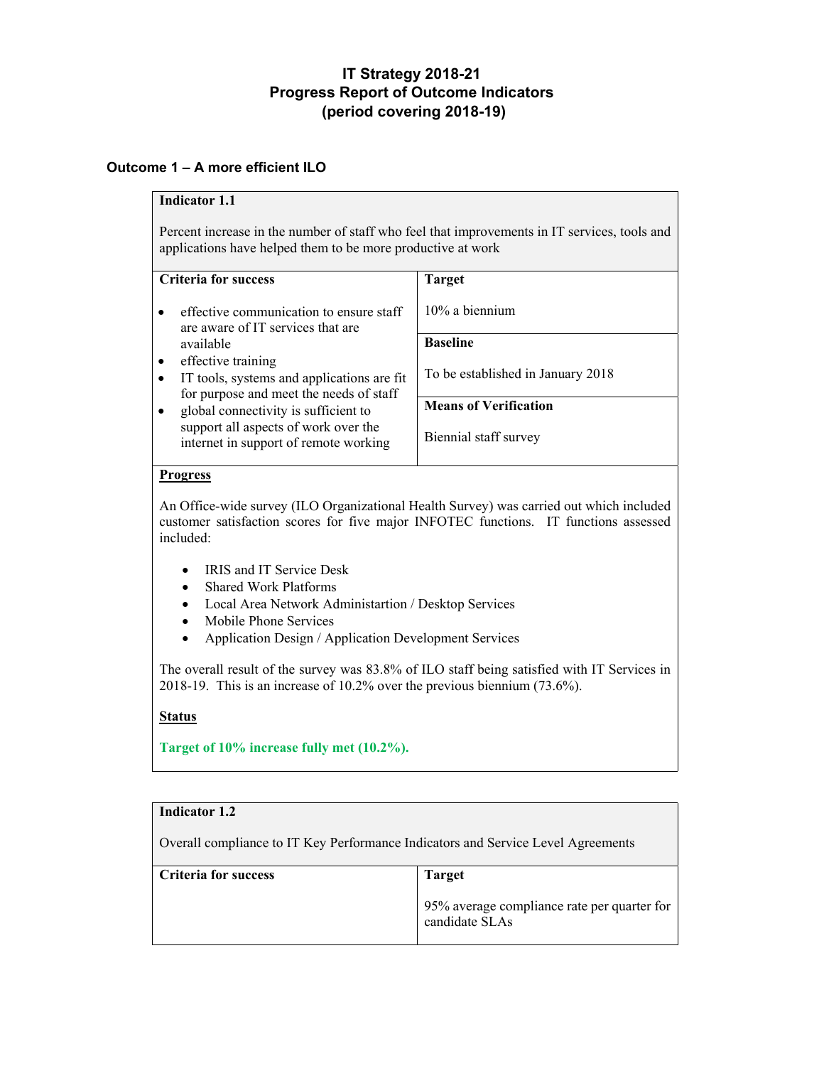# IT Strategy 2018-21
# Progress Report of Outcome Indicators
# (period covering 2018-19)

## Outcome 1 – A more efficient ILO

| **Indicator 1.1**<br><br>Percent increase in the number of staff who feel that improvements in IT services, tools and applications have helped them to be more productive at work | |
|---|---|
| **Criteria for success**<br><br>• effective communication to ensure staff are aware of IT services that are available<br>• effective training<br>• IT tools, systems and applications are fit for purpose and meet the needs of staff<br>• global connectivity is sufficient to support all aspects of work over the internet in support of remote working | **Target**<br><br>10% a biennium<br><br>**Baseline**<br><br>To be established in January 2018<br><br>**Means of Verification**<br><br>Biennial staff survey |

**Progress**

An Office-wide survey (ILO Organizational Health Survey) was carried out which included customer satisfaction scores for five major INFOTEC functions. IT functions assessed included:

- IRIS and IT Service Desk
- Shared Work Platforms
- Local Area Network Administartion / Desktop Services
- Mobile Phone Services
- Application Design / Application Development Services

The overall result of the survey was 83.8% of ILO staff being satisfied with IT Services in 2018-19. This is an increase of 10.2% over the previous biennium (73.6%).

**Status**

**Target of 10% increase fully met (10.2%).**

| **Indicator 1.2**<br><br>Overall compliance to IT Key Performance Indicators and Service Level Agreements | |
|---|---|
| **Criteria for success** | **Target**<br><br>95% average compliance rate per quarter for candidate SLAs |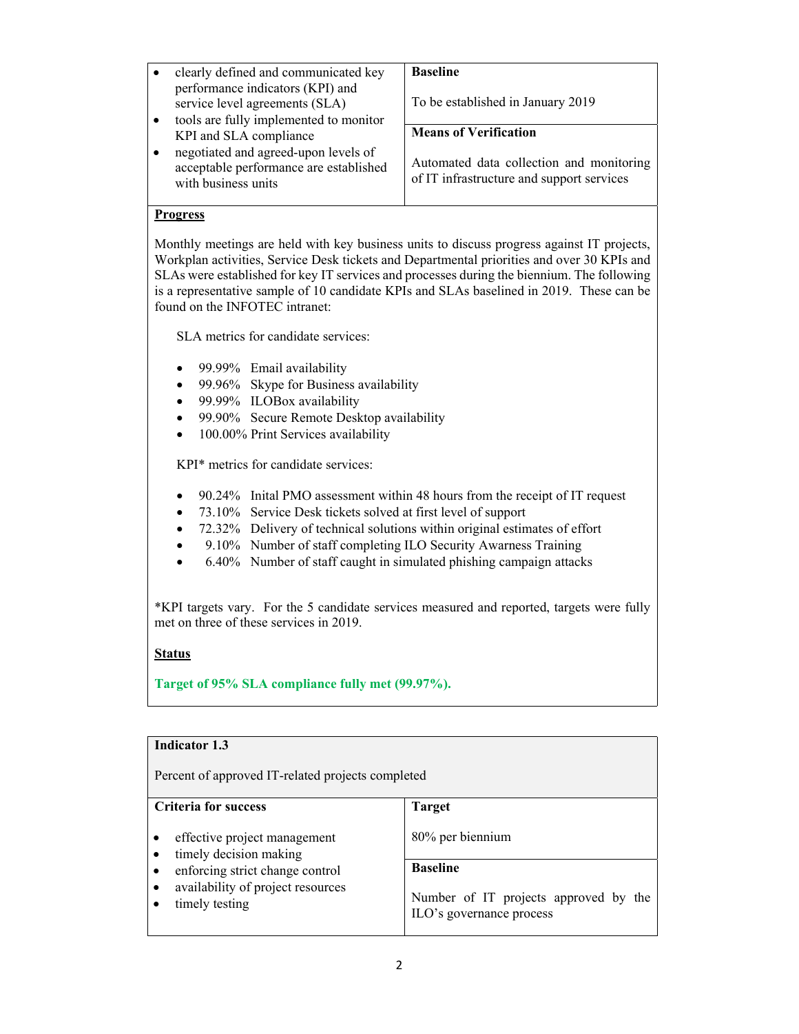| | |
|---|---|
| • clearly defined and communicated key performance indicators (KPI) and service level agreements (SLA)<br>• tools are fully implemented to monitor KPI and SLA compliance<br>• negotiated and agreed-upon levels of acceptable performance are established with business units | **Baseline**<br><br>To be established in January 2019<br><br>**Means of Verification**<br><br>Automated data collection and monitoring of IT infrastructure and support services |

**Progress**

Monthly meetings are held with key business units to discuss progress against IT projects, Workplan activities, Service Desk tickets and Departmental priorities and over 30 KPIs and SLAs were established for key IT services and processes during the biennium. The following is a representative sample of 10 candidate KPIs and SLAs baselined in 2019. These can be found on the INFOTEC intranet:

SLA metrics for candidate services:

- 99.99% Email availability
- 99.96% Skype for Business availability
- 99.99% ILOBox availability
- 99.90% Secure Remote Desktop availability
- 100.00% Print Services availability

KPI* metrics for candidate services:

- 90.24% Inital PMO assessment within 48 hours from the receipt of IT request
- 73.10% Service Desk tickets solved at first level of support
- 72.32% Delivery of technical solutions within original estimates of effort
- 9.10% Number of staff completing ILO Security Awarness Training
- 6.40% Number of staff caught in simulated phishing campaign attacks

*KPI targets vary. For the 5 candidate services measured and reported, targets were fully met on three of these services in 2019.

**Status**

**Target of 95% SLA compliance fully met (99.97%).**

| **Indicator 1.3**<br><br>Percent of approved IT-related projects completed | |
|---|---|
| **Criteria for success** | **Target**<br><br>80% per biennium |
| • effective project management<br>• timely decision making<br>• enforcing strict change control<br>• availability of project resources<br>• timely testing | **Baseline**<br><br>Number of IT projects approved by the ILO's governance process |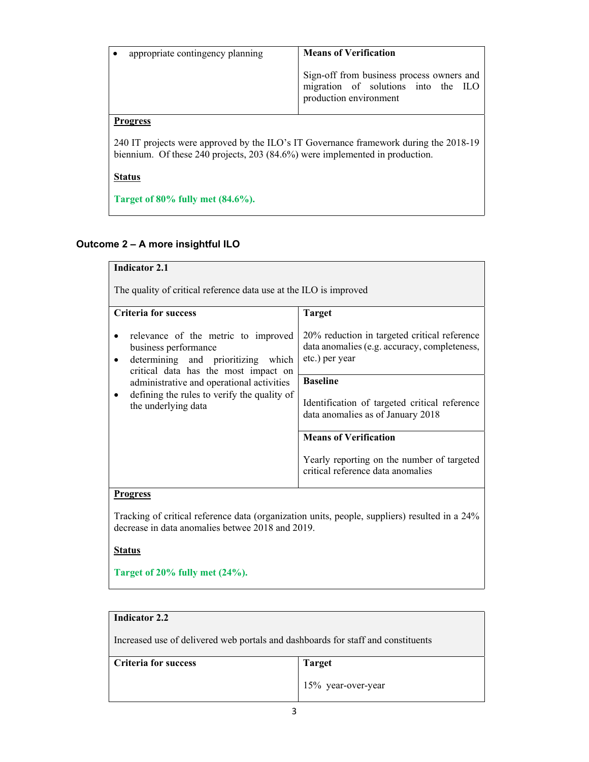| • appropriate contingency planning | **Means of Verification**<br><br>Sign-off from business process owners and migration of solutions into the ILO production environment |
|---|---|

**Progress**

240 IT projects were approved by the ILO's IT Governance framework during the 2018-19 biennium. Of these 240 projects, 203 (84.6%) were implemented in production.

**Status**

**Target of 80% fully met (84.6%).**

## Outcome 2 – A more insightful ILO

**Indicator 2.1**

The quality of critical reference data use at the ILO is improved

| Criteria for success | |
|---|---|
| • relevance of the metric to improved business performance<br>• determining and prioritizing which critical data has the most impact on administrative and operational activities<br>• defining the rules to verify the quality of the underlying data | **Target**<br><br>20% reduction in targeted critical reference data anomalies (e.g. accuracy, completeness, etc.) per year<br><br>**Baseline**<br><br>Identification of targeted critical reference data anomalies as of January 2018<br><br>**Means of Verification**<br><br>Yearly reporting on the number of targeted critical reference data anomalies |

**Progress**

Tracking of critical reference data (organization units, people, suppliers) resulted in a 24% decrease in data anomalies betwee 2018 and 2019.

**Status**

**Target of 20% fully met (24%).**

**Indicator 2.2**

Increased use of delivered web portals and dashboards for staff and constituents

| Criteria for success | Target |
|---|---|
| | 15% year-over-year |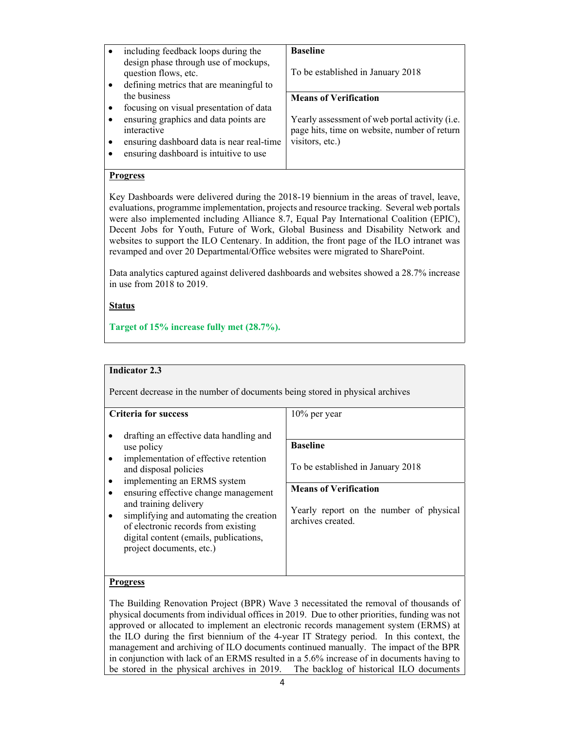| | |
|---|---|
| <ul><li>including feedback loops during the design phase through use of mockups, question flows, etc.</li><li>defining metrics that are meaningful to the business</li><li>focusing on visual presentation of data</li><li>ensuring graphics and data points are interactive</li><li>ensuring dashboard data is near real-time</li><li>ensuring dashboard is intuitive to use</li></ul> | **Baseline**<br><br>To be established in January 2018<br><br>**Means of Verification**<br><br>Yearly assessment of web portal activity (i.e. page hits, time on website, number of return visitors, etc.) |

**Progress**

Key Dashboards were delivered during the 2018-19 biennium in the areas of travel, leave, evaluations, programme implementation, projects and resource tracking. Several web portals were also implemented including Alliance 8.7, Equal Pay International Coalition (EPIC), Decent Jobs for Youth, Future of Work, Global Business and Disability Network and websites to support the ILO Centenary. In addition, the front page of the ILO intranet was revamped and over 20 Departmental/Office websites were migrated to SharePoint.

Data analytics captured against delivered dashboards and websites showed a 28.7% increase in use from 2018 to 2019.

**Status**

**Target of 15% increase fully met (28.7%).**

**Indicator 2.3**

Percent decrease in the number of documents being stored in physical archives

| **Criteria for success** | 10% per year |
|---|---|
| <ul><li>drafting an effective data handling and use policy</li><li>implementation of effective retention and disposal policies</li><li>implementing an ERMS system</li><li>ensuring effective change management and training delivery</li><li>simplifying and automating the creation of electronic records from existing digital content (emails, publications, project documents, etc.)</li></ul> | **Baseline**<br><br>To be established in January 2018<br><br>**Means of Verification**<br><br>Yearly report on the number of physical archives created. |

**Progress**

The Building Renovation Project (BPR) Wave 3 necessitated the removal of thousands of physical documents from individual offices in 2019. Due to other priorities, funding was not approved or allocated to implement an electronic records management system (ERMS) at the ILO during the first biennium of the 4-year IT Strategy period. In this context, the management and archiving of ILO documents continued manually. The impact of the BPR in conjunction with lack of an ERMS resulted in a 5.6% increase of in documents having to be stored in the physical archives in 2019. The backlog of historical ILO documents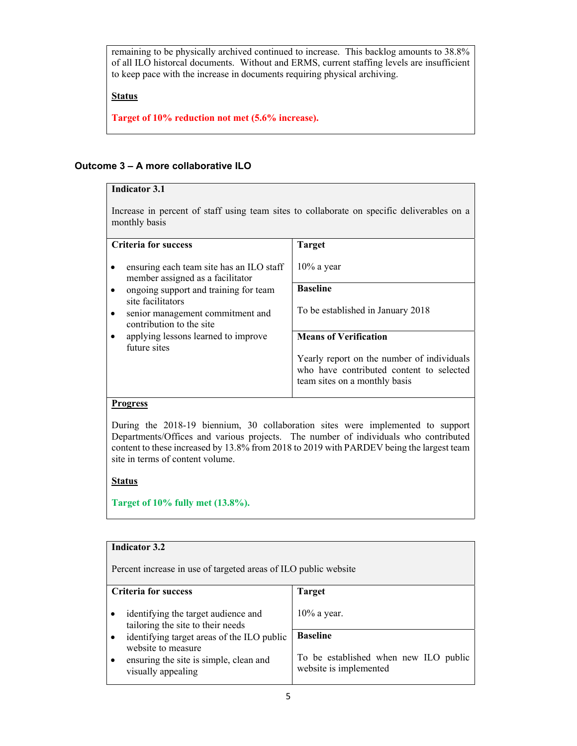remaining to be physically archived continued to increase. This backlog amounts to 38.8% of all ILO historcal documents. Without and ERMS, current staffing levels are insufficient to keep pace with the increase in documents requiring physical archiving.

**Status**

**Target of 10% reduction not met (5.6% increase).**

## Outcome 3 – A more collaborative ILO

**Indicator 3.1**

Increase in percent of staff using team sites to collaborate on specific deliverables on a monthly basis

| Criteria for success | Target / Baseline / Means of Verification |
|---|---|
| • ensuring each team site has an ILO staff member assigned as a facilitator<br>• ongoing support and training for team site facilitators<br>• senior management commitment and contribution to the site<br>• applying lessons learned to improve future sites | **Target**<br>10% a year<br>**Baseline**<br>To be established in January 2018<br>**Means of Verification**<br>Yearly report on the number of individuals who have contributed content to selected team sites on a monthly basis |

**Progress**

During the 2018-19 biennium, 30 collaboration sites were implemented to support Departments/Offices and various projects. The number of individuals who contributed content to these increased by 13.8% from 2018 to 2019 with PARDEV being the largest team site in terms of content volume.

**Status**

**Target of 10% fully met (13.8%).**

**Indicator 3.2**

Percent increase in use of targeted areas of ILO public website

| Criteria for success | Target / Baseline |
|---|---|
| • identifying the target audience and tailoring the site to their needs<br>• identifying target areas of the ILO public website to measure<br>• ensuring the site is simple, clean and visually appealing | **Target**<br>10% a year.<br>**Baseline**<br>To be established when new ILO public website is implemented |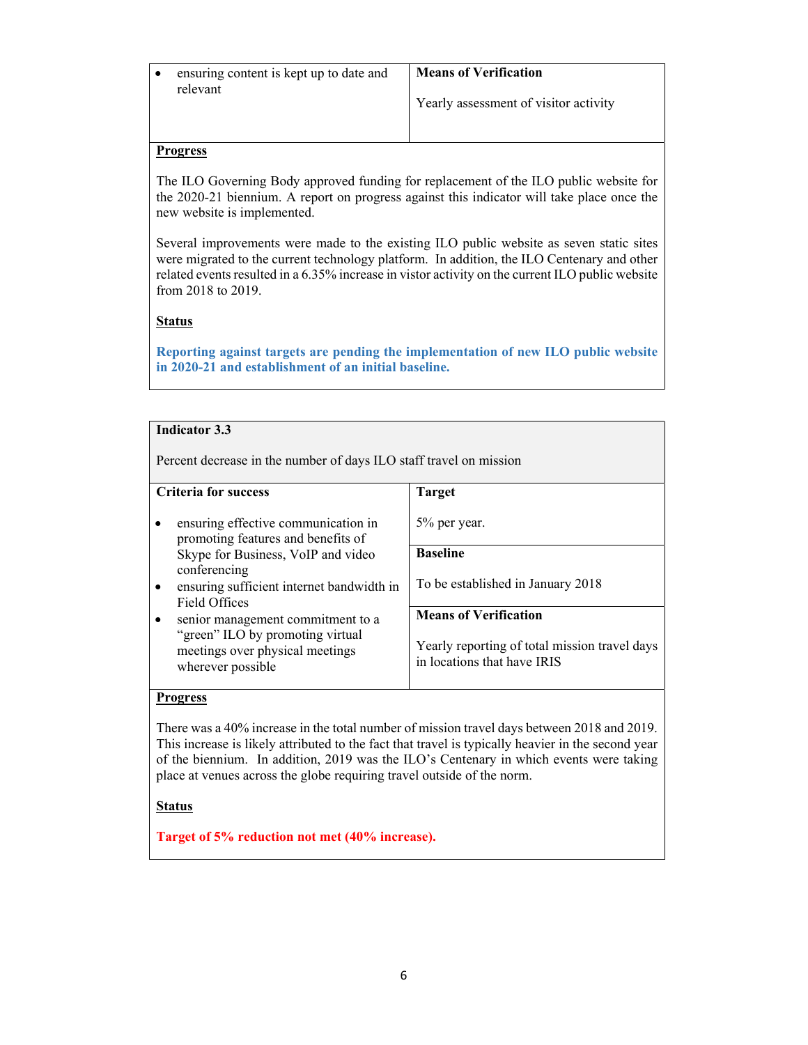| | |
|---|---|
| • ensuring content is kept up to date and relevant | **Means of Verification**<br><br>Yearly assessment of visitor activity |

**Progress**

The ILO Governing Body approved funding for replacement of the ILO public website for the 2020-21 biennium. A report on progress against this indicator will take place once the new website is implemented.

Several improvements were made to the existing ILO public website as seven static sites were migrated to the current technology platform. In addition, the ILO Centenary and other related events resulted in a 6.35% increase in vistor activity on the current ILO public website from 2018 to 2019.

**Status**

**Reporting against targets are pending the implementation of new ILO public website in 2020-21 and establishment of an initial baseline.**

**Indicator 3.3**

Percent decrease in the number of days ILO staff travel on mission

| **Criteria for success** | |
|---|---|
| • ensuring effective communication in promoting features and benefits of Skype for Business, VoIP and video conferencing<br>• ensuring sufficient internet bandwidth in Field Offices<br>• senior management commitment to a "green" ILO by promoting virtual meetings over physical meetings wherever possible | **Target**<br><br>5% per year.<br><br>**Baseline**<br><br>To be established in January 2018<br><br>**Means of Verification**<br><br>Yearly reporting of total mission travel days in locations that have IRIS |

**Progress**

There was a 40% increase in the total number of mission travel days between 2018 and 2019. This increase is likely attributed to the fact that travel is typically heavier in the second year of the biennium. In addition, 2019 was the ILO's Centenary in which events were taking place at venues across the globe requiring travel outside of the norm.

**Status**

**Target of 5% reduction not met (40% increase).**